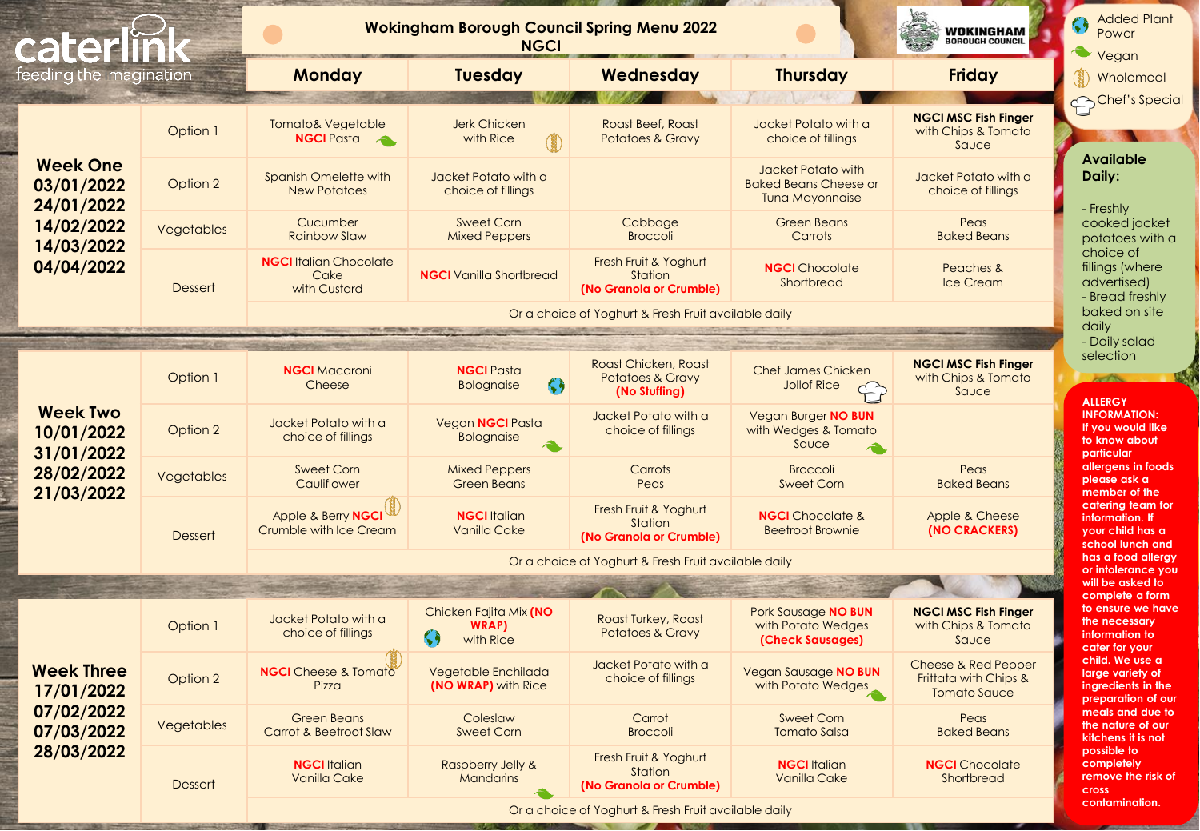# Wokingham Borough Council Spring Menu 2022
## NGCI

caterlink — feeding the imagination

WOKINGHAM BOROUGH COUNCIL

**Key:** Added Plant Power · Vegan · Wholemeal · Chef's Special

| | | Monday | Tuesday | Wednesday | Thursday | Friday |
|---|---|---|---|---|---|---|
| **Week One** 03/01/2022 24/01/2022 14/02/2022 14/03/2022 04/04/2022 | Option 1 | Tomato& Vegetable **NGCI** Pasta (Vegan) | Jerk Chicken with Rice (Wholemeal) | Roast Beef, Roast Potatoes & Gravy | Jacket Potato with a choice of fillings | **NGCI MSC Fish Finger** with Chips & Tomato Sauce |
| | Option 2 | Spanish Omelette with New Potatoes | Jacket Potato with a choice of fillings | | Jacket Potato with Baked Beans Cheese or Tuna Mayonnaise | Jacket Potato with a choice of fillings |
| | Vegetables | Cucumber Rainbow Slaw | Sweet Corn Mixed Peppers | Cabbage Broccoli | Green Beans Carrots | Peas Baked Beans |
| | Dessert | **NGCI** Italian Chocolate Cake with Custard | **NGCI** Vanilla Shortbread | Fresh Fruit & Yoghurt Station **(No Granola or Crumble)** | **NGCI** Chocolate Shortbread | Peaches & Ice Cream |
| | | Or a choice of Yoghurt & Fresh Fruit available daily | | | | |
| **Week Two** 10/01/2022 31/01/2022 28/02/2022 21/03/2022 | Option 1 | **NGCI** Macaroni Cheese | **NGCI** Pasta Bolognaise (Added Plant Power) | Roast Chicken, Roast Potatoes & Gravy **(No Stuffing)** | Chef James Chicken Jollof Rice (Chef's Special) | **NGCI MSC Fish Finger** with Chips & Tomato Sauce |
| | Option 2 | Jacket Potato with a choice of fillings | Vegan **NGCI** Pasta Bolognaise (Vegan) | Jacket Potato with a choice of fillings | Vegan Burger **NO BUN** with Wedges & Tomato Sauce (Vegan) | |
| | Vegetables | Sweet Corn Cauliflower | Mixed Peppers Green Beans | Carrots Peas | Broccoli Sweet Corn | Peas Baked Beans |
| | Dessert | Apple & Berry **NGCI** Crumble with Ice Cream (Wholemeal) | **NGCI** Italian Vanilla Cake | Fresh Fruit & Yoghurt Station **(No Granola or Crumble)** | **NGCI** Chocolate & Beetroot Brownie | Apple & Cheese **(NO CRACKERS)** |
| | | Or a choice of Yoghurt & Fresh Fruit available daily | | | | |
| **Week Three** 17/01/2022 07/02/2022 07/03/2022 28/03/2022 | Option 1 | Jacket Potato with a choice of fillings | Chicken Fajita Mix **(NO WRAP)** with Rice (Added Plant Power) | Roast Turkey, Roast Potatoes & Gravy | Pork Sausage **NO BUN** with Potato Wedges **(Check Sausages)** | **NGCI MSC Fish Finger** with Chips & Tomato Sauce |
| | Option 2 | **NGCI** Cheese & Tomato Pizza (Wholemeal) | Vegetable Enchilada **(NO WRAP)** with Rice | Jacket Potato with a choice of fillings | Vegan Sausage **NO BUN** with Potato Wedges (Vegan) | Cheese & Red Pepper Frittata with Chips & Tomato Sauce |
| | Vegetables | Green Beans Carrot & Beetroot Slaw | Coleslaw Sweet Corn | Carrot Broccoli | Sweet Corn Tomato Salsa | Peas Baked Beans |
| | Dessert | **NGCI** Italian Vanilla Cake | Raspberry Jelly & Mandarins (Vegan) | Fresh Fruit & Yoghurt Station **(No Granola or Crumble)** | **NGCI** Italian Vanilla Cake | **NGCI** Chocolate Shortbread |
| | | Or a choice of Yoghurt & Fresh Fruit available daily | | | | |

**Available Daily:**

- Freshly cooked jacket potatoes with a choice of fillings (where advertised)
- Bread freshly baked on site daily
- Daily salad selection

**ALLERGY INFORMATION:** If you would like to know about particular allergens in foods please ask a member of the catering team for information. If your child has a school lunch and has a food allergy or intolerance you will be asked to complete a form to ensure we have the necessary information to cater for your child. We use a large variety of ingredients in the preparation of our meals and due to the nature of our kitchens it is not possible to completely remove the risk of cross contamination.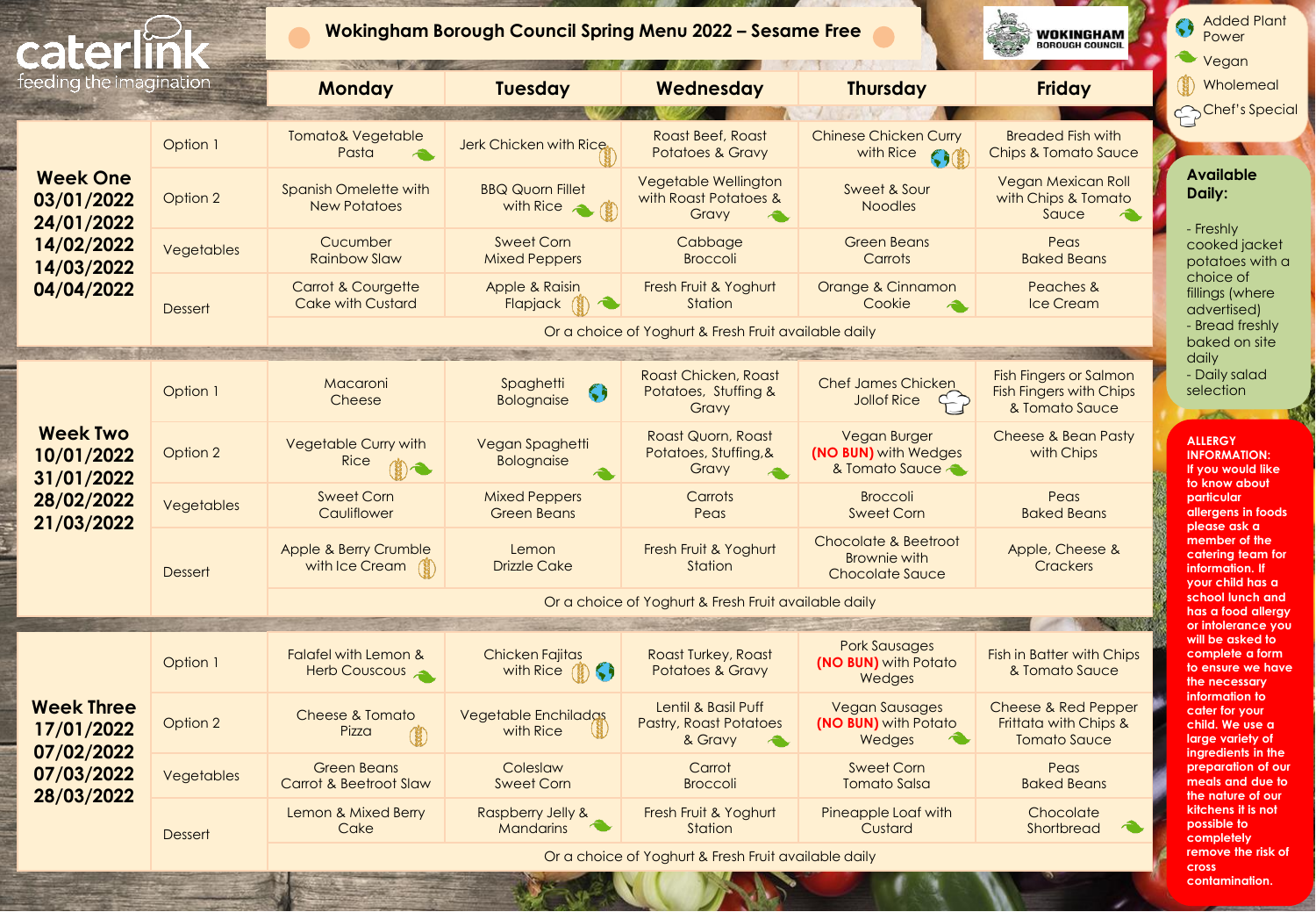caterlink feeding the imagination

# Wokingham Borough Council Spring Menu 2022 – Sesame Free

WOKINGHAM BOROUGH COUNCIL

Key:
- Added Plant Power
- Vegan
- Wholemeal
- Chef's Special

| | | Monday | Tuesday | Wednesday | Thursday | Friday |
|---|---|---|---|---|---|---|
| **Week One** 03/01/2022 24/01/2022 14/02/2022 14/03/2022 04/04/2022 | Option 1 | Tomato& Vegetable Pasta (Vegan) | Jerk Chicken with Rice (Wholemeal) | Roast Beef, Roast Potatoes & Gravy | Chinese Chicken Curry with Rice (Added Plant Power, Wholemeal) | Breaded Fish with Chips & Tomato Sauce |
| | Option 2 | Spanish Omelette with New Potatoes | BBQ Quorn Fillet with Rice (Vegan, Wholemeal) | Vegetable Wellington with Roast Potatoes & Gravy (Vegan) | Sweet & Sour Noodles | Vegan Mexican Roll with Chips & Tomato Sauce (Vegan) |
| | Vegetables | Cucumber Rainbow Slaw | Sweet Corn Mixed Peppers | Cabbage Broccoli | Green Beans Carrots | Peas Baked Beans |
| | Dessert | Carrot & Courgette Cake with Custard | Apple & Raisin Flapjack (Wholemeal, Vegan) | Fresh Fruit & Yoghurt Station | Orange & Cinnamon Cookie (Vegan) | Peaches & Ice Cream |
| | | Or a choice of Yoghurt & Fresh Fruit available daily | | | | |
| **Week Two** 10/01/2022 31/01/2022 28/02/2022 21/03/2022 | Option 1 | Macaroni Cheese | Spaghetti Bolognaise (Added Plant Power) | Roast Chicken, Roast Potatoes, Stuffing & Gravy | Chef James Chicken Jollof Rice (Chef's Special) | Fish Fingers or Salmon Fish Fingers with Chips & Tomato Sauce |
| | Option 2 | Vegetable Curry with Rice (Wholemeal, Vegan) | Vegan Spaghetti Bolognaise (Vegan) | Roast Quorn, Roast Potatoes, Stuffing,& Gravy (Vegan) | Vegan Burger (NO BUN) with Wedges & Tomato Sauce (Vegan) | Cheese & Bean Pasty with Chips |
| | Vegetables | Sweet Corn Cauliflower | Mixed Peppers Green Beans | Carrots Peas | Broccoli Sweet Corn | Peas Baked Beans |
| | Dessert | Apple & Berry Crumble with Ice Cream (Wholemeal) | Lemon Drizzle Cake | Fresh Fruit & Yoghurt Station | Chocolate & Beetroot Brownie with Chocolate Sauce | Apple, Cheese & Crackers |
| | | Or a choice of Yoghurt & Fresh Fruit available daily | | | | |
| **Week Three** 17/01/2022 07/02/2022 07/03/2022 28/03/2022 | Option 1 | Falafel with Lemon & Herb Couscous (Vegan) | Chicken Fajitas with Rice (Wholemeal, Added Plant Power) | Roast Turkey, Roast Potatoes & Gravy | Pork Sausages (NO BUN) with Potato Wedges | Fish in Batter with Chips & Tomato Sauce |
| | Option 2 | Cheese & Tomato Pizza (Wholemeal) | Vegetable Enchiladas with Rice (Wholemeal) | Lentil & Basil Puff Pastry, Roast Potatoes & Gravy (Vegan) | Vegan Sausages (NO BUN) with Potato Wedges (Vegan) | Cheese & Red Pepper Frittata with Chips & Tomato Sauce |
| | Vegetables | Green Beans Carrot & Beetroot Slaw | Coleslaw Sweet Corn | Carrot Broccoli | Sweet Corn Tomato Salsa | Peas Baked Beans |
| | Dessert | Lemon & Mixed Berry Cake | Raspberry Jelly & Mandarins (Vegan) | Fresh Fruit & Yoghurt Station | Pineapple Loaf with Custard | Chocolate Shortbread (Vegan) |
| | | Or a choice of Yoghurt & Fresh Fruit available daily | | | | |

**Available Daily:**

- Freshly cooked jacket potatoes with a choice of fillings (where advertised)
- Bread freshly baked on site daily
- Daily salad selection

**ALLERGY INFORMATION:** If you would like to know about particular allergens in foods please ask a member of the catering team for information. If your child has a school lunch and has a food allergy or intolerance you will be asked to complete a form to ensure we have the necessary information to cater for your child. We use a large variety of ingredients in the preparation of our meals and due to the nature of our kitchens it is not possible to completely remove the risk of cross contamination.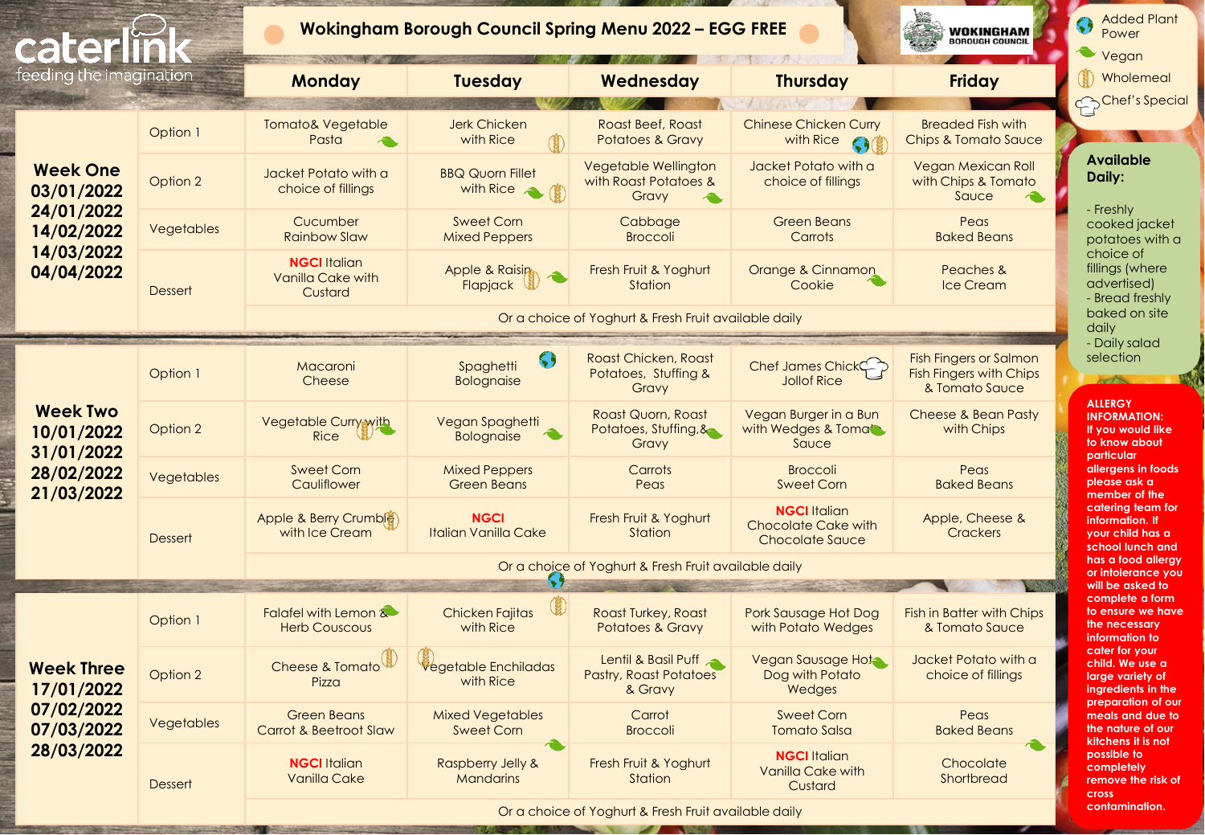# Wokingham Borough Council Spring Menu 2022 – EGG FREE

caterlink — feeding the imagination

WOKINGHAM BOROUGH COUNCIL

| | | Monday | Tuesday | Wednesday | Thursday | Friday |
|---|---|---|---|---|---|---|
| **Week One** 03/01/2022 24/01/2022 14/02/2022 14/03/2022 04/04/2022 | Option 1 | Tomato& Vegetable Pasta | Jerk Chicken with Rice | Roast Beef, Roast Potatoes & Gravy | Chinese Chicken Curry with Rice | Breaded Fish with Chips & Tomato Sauce |
| | Option 2 | Jacket Potato with a choice of fillings | BBQ Quorn Fillet with Rice | Vegetable Wellington with Roast Potatoes & Gravy | Jacket Potato with a choice of fillings | Vegan Mexican Roll with Chips & Tomato Sauce |
| | Vegetables | Cucumber Rainbow Slaw | Sweet Corn Mixed Peppers | Cabbage Broccoli | Green Beans Carrots | Peas Baked Beans |
| | Dessert | NGCI Italian Vanilla Cake with Custard | Apple & Raisin Flapjack | Fresh Fruit & Yoghurt Station | Orange & Cinnamon Cookie | Peaches & Ice Cream |
| | | Or a choice of Yoghurt & Fresh Fruit available daily | | | | |
| **Week Two** 10/01/2022 31/01/2022 28/02/2022 21/03/2022 | Option 1 | Macaroni Cheese | Spaghetti Bolognaise | Roast Chicken, Roast Potatoes, Stuffing & Gravy | Chef James Chicken Jollof Rice | Fish Fingers or Salmon Fish Fingers with Chips & Tomato Sauce |
| | Option 2 | Vegetable Curry with Rice | Vegan Spaghetti Bolognaise | Roast Quorn, Roast Potatoes, Stuffing,& Gravy | Vegan Burger in a Bun with Wedges & Tomato Sauce | Cheese & Bean Pasty with Chips |
| | Vegetables | Sweet Corn Cauliflower | Mixed Peppers Green Beans | Carrots Peas | Broccoli Sweet Corn | Peas Baked Beans |
| | Dessert | Apple & Berry Crumble with Ice Cream | NGCI Italian Vanilla Cake | Fresh Fruit & Yoghurt Station | NGCI Italian Chocolate Cake with Chocolate Sauce | Apple, Cheese & Crackers |
| | | Or a choice of Yoghurt & Fresh Fruit available daily | | | | |
| **Week Three** 17/01/2022 07/02/2022 07/03/2022 28/03/2022 | Option 1 | Falafel with Lemon & Herb Couscous | Chicken Fajitas with Rice | Roast Turkey, Roast Potatoes & Gravy | Pork Sausage Hot Dog with Potato Wedges | Fish in Batter with Chips & Tomato Sauce |
| | Option 2 | Cheese & Tomato Pizza | Vegetable Enchiladas with Rice | Lentil & Basil Puff Pastry, Roast Potatoes & Gravy | Vegan Sausage Hot Dog with Potato Wedges | Jacket Potato with a choice of fillings |
| | Vegetables | Green Beans Carrot & Beetroot Slaw | Mixed Vegetables Sweet Corn | Carrot Broccoli | Sweet Corn Tomato Salsa | Peas Baked Beans |
| | Dessert | NGCI Italian Vanilla Cake | Raspberry Jelly & Mandarins | Fresh Fruit & Yoghurt Station | NGCI Italian Vanilla Cake with Custard | Chocolate Shortbread |
| | | Or a choice of Yoghurt & Fresh Fruit available daily | | | | |

Key:
- Added Plant Power
- Vegan
- Wholemeal
- Chef's Special

**Available Daily:**

- Freshly cooked jacket potatoes with a choice of fillings (where advertised)
- Bread freshly baked on site daily
- Daily salad selection

**ALLERGY INFORMATION:** If you would like to know about particular allergens in foods please ask a member of the catering team for information. If your child has a school lunch and has a food allergy or intolerance you will be asked to complete a form to ensure we have the necessary information to cater for your child. We use a large variety of ingredients in the preparation of our meals and due to the nature of our kitchens it is not possible to completely remove the risk of cross contamination.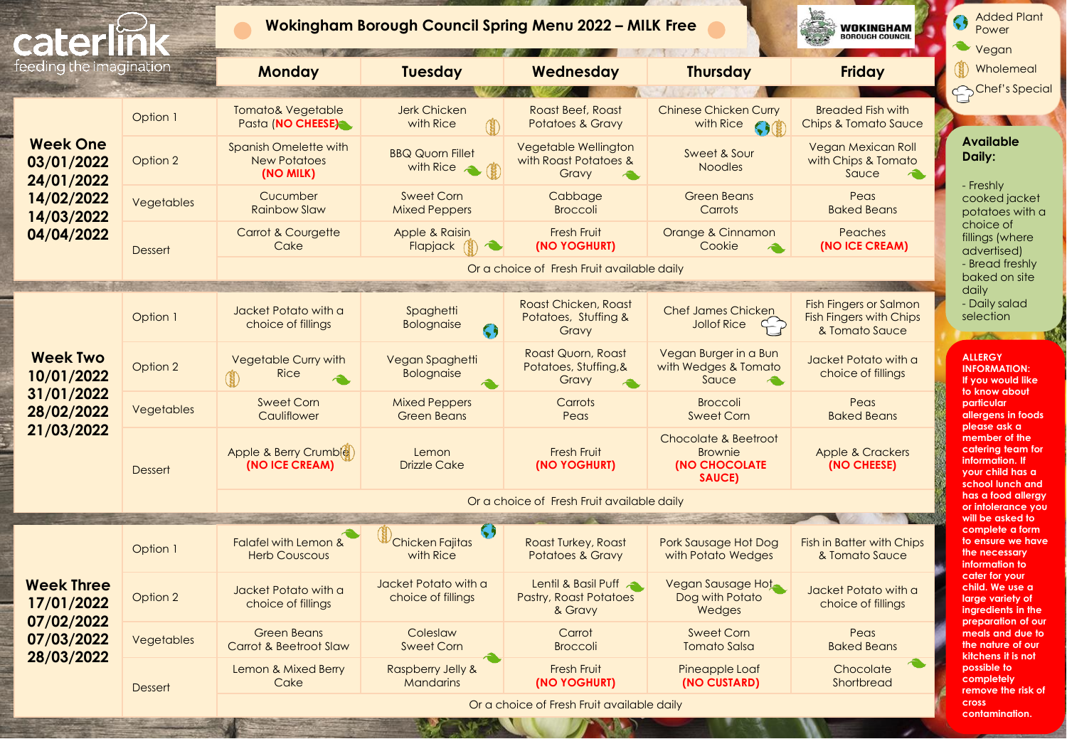# Wokingham Borough Council Spring Menu 2022 – MILK Free

caterlink — feeding the imagination

WOKINGHAM BOROUGH COUNCIL

Key:
- 🌍 Added Plant Power
- 🌿 Vegan
- 🌾 Wholemeal
- 👨‍🍳 Chef's Special

| | | Monday | Tuesday | Wednesday | Thursday | Friday |
|---|---|---|---|---|---|---|
| **Week One** 03/01/2022 24/01/2022 14/02/2022 14/03/2022 04/04/2022 | Option 1 | Tomato& Vegetable Pasta (**NO CHEESE**) 🌿 | Jerk Chicken with Rice 🌾 | Roast Beef, Roast Potatoes & Gravy | Chinese Chicken Curry with Rice 🌍🌾 | Breaded Fish with Chips & Tomato Sauce |
| | Option 2 | Spanish Omelette with New Potatoes (**NO MILK**) | BBQ Quorn Fillet with Rice 🌿🌾 | Vegetable Wellington with Roast Potatoes & Gravy 🌿 | Sweet & Sour Noodles | Vegan Mexican Roll with Chips & Tomato Sauce 🌿 |
| | Vegetables | Cucumber Rainbow Slaw | Sweet Corn Mixed Peppers | Cabbage Broccoli | Green Beans Carrots | Peas Baked Beans |
| | Dessert | Carrot & Courgette Cake | Apple & Raisin Flapjack 🌾🌿 | Fresh Fruit (**NO YOGHURT**) | Orange & Cinnamon Cookie 🌿 | Peaches (**NO ICE CREAM**) |
| | | Or a choice of Fresh Fruit available daily | | | | |
| **Week Two** 10/01/2022 31/01/2022 28/02/2022 21/03/2022 | Option 1 | Jacket Potato with a choice of fillings | Spaghetti Bolognaise 🌍 | Roast Chicken, Roast Potatoes, Stuffing & Gravy | Chef James Chicken Jollof Rice 👨‍🍳 | Fish Fingers or Salmon Fish Fingers with Chips & Tomato Sauce |
| | Option 2 | Vegetable Curry with Rice 🌾🌿 | Vegan Spaghetti Bolognaise 🌿 | Roast Quorn, Roast Potatoes, Stuffing,& Gravy 🌿 | Vegan Burger in a Bun with Wedges & Tomato Sauce 🌿 | Jacket Potato with a choice of fillings |
| | Vegetables | Sweet Corn Cauliflower | Mixed Peppers Green Beans | Carrots Peas | Broccoli Sweet Corn | Peas Baked Beans |
| | Dessert | Apple & Berry Crumble 🌾 (**NO ICE CREAM**) | Lemon Drizzle Cake | Fresh Fruit (**NO YOGHURT**) | Chocolate & Beetroot Brownie (**NO CHOCOLATE SAUCE**) | Apple & Crackers (**NO CHEESE**) |
| | | Or a choice of Fresh Fruit available daily | | | | |
| **Week Three** 17/01/2022 07/02/2022 07/03/2022 28/03/2022 | Option 1 | Falafel with Lemon & Herb Couscous 🌿 | Chicken Fajitas with Rice 🌾🌍 | Roast Turkey, Roast Potatoes & Gravy | Pork Sausage Hot Dog with Potato Wedges | Fish in Batter with Chips & Tomato Sauce |
| | Option 2 | Jacket Potato with a choice of fillings | Jacket Potato with a choice of fillings | Lentil & Basil Puff Pastry, Roast Potatoes & Gravy 🌿 | Vegan Sausage Hot Dog with Potato Wedges 🌿 | Jacket Potato with a choice of fillings |
| | Vegetables | Green Beans Carrot & Beetroot Slaw | Coleslaw Sweet Corn | Carrot Broccoli | Sweet Corn Tomato Salsa | Peas Baked Beans |
| | Dessert | Lemon & Mixed Berry Cake | Raspberry Jelly & Mandarins 🌿 | Fresh Fruit (**NO YOGHURT**) | Pineapple Loaf (**NO CUSTARD**) | Chocolate Shortbread 🌿 |
| | | Or a choice of Fresh Fruit available daily | | | | |

**Available Daily:**

- Freshly cooked jacket potatoes with a choice of fillings (where advertised)
- Bread freshly baked on site daily
- Daily salad selection

**ALLERGY INFORMATION:** If you would like to know about particular allergens in foods please ask a member of the catering team for information. If your child has a school lunch and has a food allergy or intolerance you will be asked to complete a form to ensure we have the necessary information to cater for your child. We use a large variety of ingredients in the preparation of our meals and due to the nature of our kitchens it is not possible to completely remove the risk of cross contamination.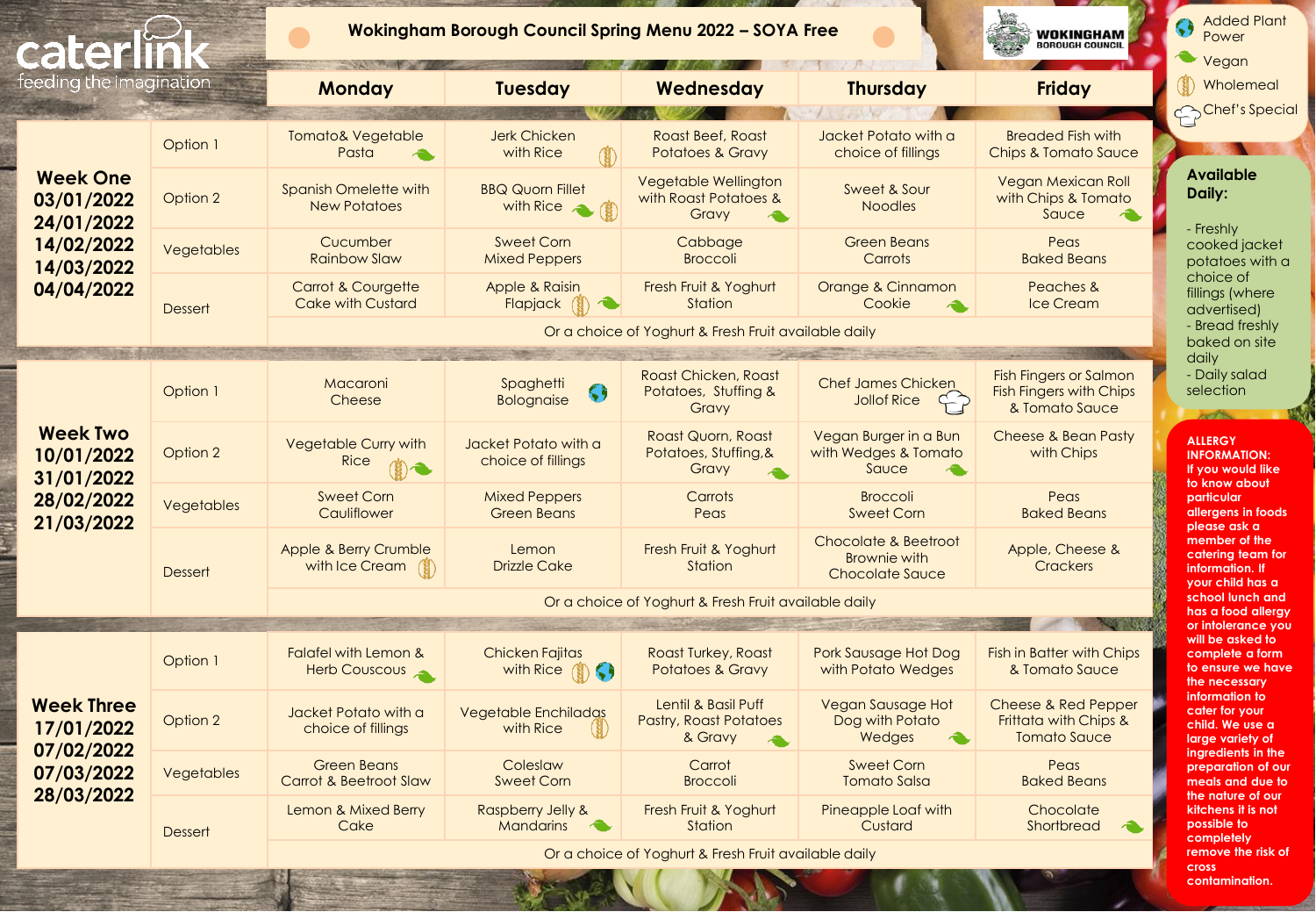# Wokingham Borough Council Spring Menu 2022 – SOYA Free

caterlink — feeding the imagination

WOKINGHAM BOROUGH COUNCIL

**Key:**
- Added Plant Power
- Vegan
- Wholemeal
- Chef's Special

| | | Monday | Tuesday | Wednesday | Thursday | Friday |
|---|---|---|---|---|---|---|
| **Week One** 03/01/2022 24/01/2022 14/02/2022 14/03/2022 04/04/2022 | Option 1 | Tomato& Vegetable Pasta (Vegan) | Jerk Chicken with Rice (Wholemeal) | Roast Beef, Roast Potatoes & Gravy | Jacket Potato with a choice of fillings | Breaded Fish with Chips & Tomato Sauce |
| | Option 2 | Spanish Omelette with New Potatoes | BBQ Quorn Fillet with Rice (Vegan) (Wholemeal) | Vegetable Wellington with Roast Potatoes & Gravy (Vegan) | Sweet & Sour Noodles | Vegan Mexican Roll with Chips & Tomato Sauce (Vegan) |
| | Vegetables | Cucumber Rainbow Slaw | Sweet Corn Mixed Peppers | Cabbage Broccoli | Green Beans Carrots | Peas Baked Beans |
| | Dessert | Carrot & Courgette Cake with Custard | Apple & Raisin Flapjack (Wholemeal) (Vegan) | Fresh Fruit & Yoghurt Station | Orange & Cinnamon Cookie (Vegan) | Peaches & Ice Cream |
| | | Or a choice of Yoghurt & Fresh Fruit available daily | | | | |
| **Week Two** 10/01/2022 31/01/2022 28/02/2022 21/03/2022 | Option 1 | Macaroni Cheese | Spaghetti Bolognaise (Added Plant Power) | Roast Chicken, Roast Potatoes, Stuffing & Gravy | Chef James Chicken Jollof Rice (Chef's Special) | Fish Fingers or Salmon Fish Fingers with Chips & Tomato Sauce |
| | Option 2 | Vegetable Curry with Rice (Wholemeal) (Vegan) | Jacket Potato with a choice of fillings | Roast Quorn, Roast Potatoes, Stuffing,& Gravy (Vegan) | Vegan Burger in a Bun with Wedges & Tomato Sauce (Vegan) | Cheese & Bean Pasty with Chips |
| | Vegetables | Sweet Corn Cauliflower | Mixed Peppers Green Beans | Carrots Peas | Broccoli Sweet Corn | Peas Baked Beans |
| | Dessert | Apple & Berry Crumble with Ice Cream (Wholemeal) | Lemon Drizzle Cake | Fresh Fruit & Yoghurt Station | Chocolate & Beetroot Brownie with Chocolate Sauce | Apple, Cheese & Crackers |
| | | Or a choice of Yoghurt & Fresh Fruit available daily | | | | |
| **Week Three** 17/01/2022 07/02/2022 07/03/2022 28/03/2022 | Option 1 | Falafel with Lemon & Herb Couscous (Vegan) | Chicken Fajitas with Rice (Wholemeal) (Added Plant Power) | Roast Turkey, Roast Potatoes & Gravy | Pork Sausage Hot Dog with Potato Wedges | Fish in Batter with Chips & Tomato Sauce |
| | Option 2 | Jacket Potato with a choice of fillings | Vegetable Enchiladas with Rice (Wholemeal) | Lentil & Basil Puff Pastry, Roast Potatoes & Gravy (Vegan) | Vegan Sausage Hot Dog with Potato Wedges (Vegan) | Cheese & Red Pepper Frittata with Chips & Tomato Sauce |
| | Vegetables | Green Beans Carrot & Beetroot Slaw | Coleslaw Sweet Corn | Carrot Broccoli | Sweet Corn Tomato Salsa | Peas Baked Beans |
| | Dessert | Lemon & Mixed Berry Cake | Raspberry Jelly & Mandarins (Vegan) | Fresh Fruit & Yoghurt Station | Pineapple Loaf with Custard | Chocolate Shortbread (Vegan) |
| | | Or a choice of Yoghurt & Fresh Fruit available daily | | | | |

**Available Daily:**

- Freshly cooked jacket potatoes with a choice of fillings (where advertised)
- Bread freshly baked on site daily
- Daily salad selection

**ALLERGY INFORMATION:** If you would like to know about particular allergens in foods please ask a member of the catering team for information. If your child has a school lunch and has a food allergy or intolerance you will be asked to complete a form to ensure we have the necessary information to cater for your child. We use a large variety of ingredients in the preparation of our meals and due to the nature of our kitchens it is not possible to completely remove the risk of cross contamination.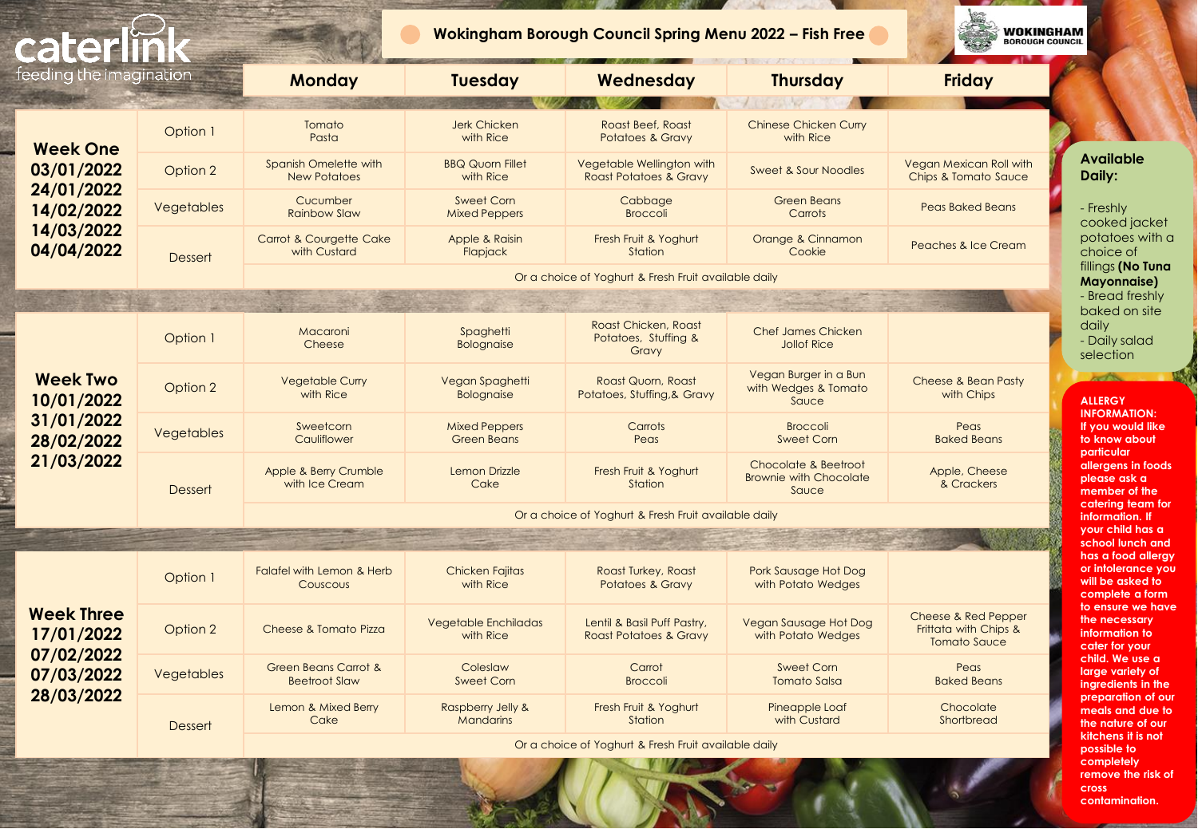caterlink feeding the imagination

# Wokingham Borough Council Spring Menu 2022 – Fish Free

WOKINGHAM BOROUGH COUNCIL

| | | Monday | Tuesday | Wednesday | Thursday | Friday |
|---|---|---|---|---|---|---|
| **Week One** 03/01/2022 24/01/2022 14/02/2022 14/03/2022 04/04/2022 | Option 1 | Tomato Pasta | Jerk Chicken with Rice | Roast Beef, Roast Potatoes & Gravy | Chinese Chicken Curry with Rice | |
| | Option 2 | Spanish Omelette with New Potatoes | BBQ Quorn Fillet with Rice | Vegetable Wellington with Roast Potatoes & Gravy | Sweet & Sour Noodles | Vegan Mexican Roll with Chips & Tomato Sauce |
| | Vegetables | Cucumber Rainbow Slaw | Sweet Corn Mixed Peppers | Cabbage Broccoli | Green Beans Carrots | Peas Baked Beans |
| | Dessert | Carrot & Courgette Cake with Custard | Apple & Raisin Flapjack | Fresh Fruit & Yoghurt Station | Orange & Cinnamon Cookie | Peaches & Ice Cream |
| | | Or a choice of Yoghurt & Fresh Fruit available daily | | | | |
| **Week Two** 10/01/2022 31/01/2022 28/02/2022 21/03/2022 | Option 1 | Macaroni Cheese | Spaghetti Bolognaise | Roast Chicken, Roast Potatoes, Stuffing & Gravy | Chef James Chicken Jollof Rice | |
| | Option 2 | Vegetable Curry with Rice | Vegan Spaghetti Bolognaise | Roast Quorn, Roast Potatoes, Stuffing,& Gravy | Vegan Burger in a Bun with Wedges & Tomato Sauce | Cheese & Bean Pasty with Chips |
| | Vegetables | Sweetcorn Cauliflower | Mixed Peppers Green Beans | Carrots Peas | Broccoli Sweet Corn | Peas Baked Beans |
| | Dessert | Apple & Berry Crumble with Ice Cream | Lemon Drizzle Cake | Fresh Fruit & Yoghurt Station | Chocolate & Beetroot Brownie with Chocolate Sauce | Apple, Cheese & Crackers |
| | | Or a choice of Yoghurt & Fresh Fruit available daily | | | | |
| **Week Three** 17/01/2022 07/02/2022 07/03/2022 28/03/2022 | Option 1 | Falafel with Lemon & Herb Couscous | Chicken Fajitas with Rice | Roast Turkey, Roast Potatoes & Gravy | Pork Sausage Hot Dog with Potato Wedges | |
| | Option 2 | Cheese & Tomato Pizza | Vegetable Enchiladas with Rice | Lentil & Basil Puff Pastry, Roast Potatoes & Gravy | Vegan Sausage Hot Dog with Potato Wedges | Cheese & Red Pepper Frittata with Chips & Tomato Sauce |
| | Vegetables | Green Beans Carrot & Beetroot Slaw | Coleslaw Sweet Corn | Carrot Broccoli | Sweet Corn Tomato Salsa | Peas Baked Beans |
| | Dessert | Lemon & Mixed Berry Cake | Raspberry Jelly & Mandarins | Fresh Fruit & Yoghurt Station | Pineapple Loaf with Custard | Chocolate Shortbread |
| | | Or a choice of Yoghurt & Fresh Fruit available daily | | | | |

**Available Daily:**

- Freshly cooked jacket potatoes with a choice of fillings **(No Tuna Mayonnaise)**
- Bread freshly baked on site daily
- Daily salad selection

**ALLERGY INFORMATION:** If you would like to know about particular allergens in foods please ask a member of the catering team for information. If your child has a school lunch and has a food allergy or intolerance you will be asked to complete a form to ensure we have the necessary information to cater for your child. We use a large variety of ingredients in the preparation of our meals and due to the nature of our kitchens it is not possible to completely remove the risk of cross contamination.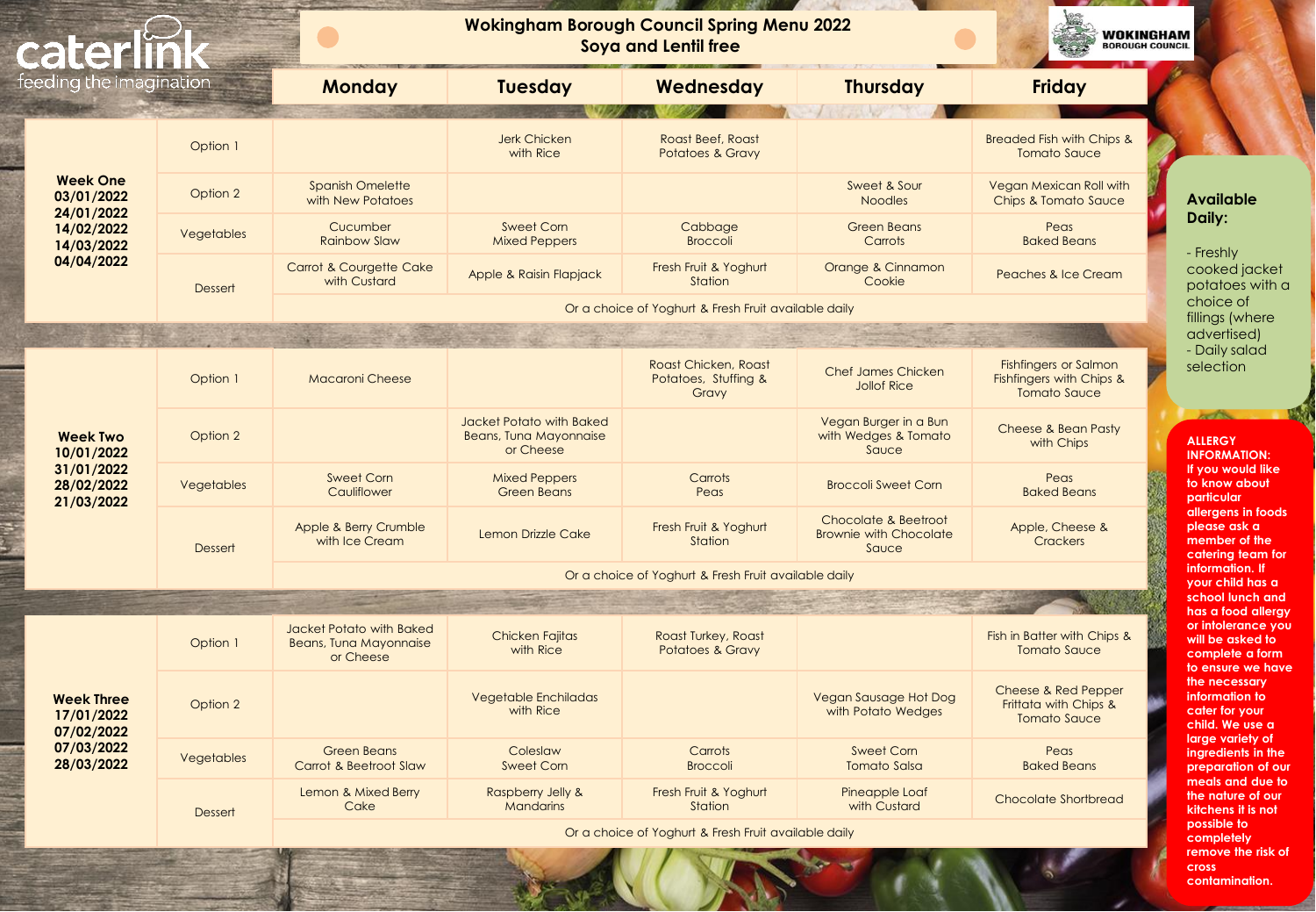caterlink
feeding the imagination

# Wokingham Borough Council Spring Menu 2022
## Soya and Lentil free

WOKINGHAM BOROUGH COUNCIL

| | | Monday | Tuesday | Wednesday | Thursday | Friday |
|---|---|---|---|---|---|---|
| **Week One** 03/01/2022 24/01/2022 14/02/2022 14/03/2022 04/04/2022 | Option 1 | | Jerk Chicken with Rice | Roast Beef, Roast Potatoes & Gravy | | Breaded Fish with Chips & Tomato Sauce |
| | Option 2 | Spanish Omelette with New Potatoes | | | Sweet & Sour Noodles | Vegan Mexican Roll with Chips & Tomato Sauce |
| | Vegetables | Cucumber Rainbow Slaw | Sweet Corn Mixed Peppers | Cabbage Broccoli | Green Beans Carrots | Peas Baked Beans |
| | Dessert | Carrot & Courgette Cake with Custard | Apple & Raisin Flapjack | Fresh Fruit & Yoghurt Station | Orange & Cinnamon Cookie | Peaches & Ice Cream |
| | | Or a choice of Yoghurt & Fresh Fruit available daily | | | | |
| **Week Two** 10/01/2022 31/01/2022 28/02/2022 21/03/2022 | Option 1 | Macaroni Cheese | | Roast Chicken, Roast Potatoes, Stuffing & Gravy | Chef James Chicken Jollof Rice | Fishfingers or Salmon Fishfingers with Chips & Tomato Sauce |
| | Option 2 | | Jacket Potato with Baked Beans, Tuna Mayonnaise or Cheese | | Vegan Burger in a Bun with Wedges & Tomato Sauce | Cheese & Bean Pasty with Chips |
| | Vegetables | Sweet Corn Cauliflower | Mixed Peppers Green Beans | Carrots Peas | Broccoli Sweet Corn | Peas Baked Beans |
| | Dessert | Apple & Berry Crumble with Ice Cream | Lemon Drizzle Cake | Fresh Fruit & Yoghurt Station | Chocolate & Beetroot Brownie with Chocolate Sauce | Apple, Cheese & Crackers |
| | | Or a choice of Yoghurt & Fresh Fruit available daily | | | | |
| **Week Three** 17/01/2022 07/02/2022 07/03/2022 28/03/2022 | Option 1 | Jacket Potato with Baked Beans, Tuna Mayonnaise or Cheese | Chicken Fajitas with Rice | Roast Turkey, Roast Potatoes & Gravy | | Fish in Batter with Chips & Tomato Sauce |
| | Option 2 | | Vegetable Enchiladas with Rice | | Vegan Sausage Hot Dog with Potato Wedges | Cheese & Red Pepper Frittata with Chips & Tomato Sauce |
| | Vegetables | Green Beans Carrot & Beetroot Slaw | Coleslaw Sweet Corn | Carrots Broccoli | Sweet Corn Tomato Salsa | Peas Baked Beans |
| | Dessert | Lemon & Mixed Berry Cake | Raspberry Jelly & Mandarins | Fresh Fruit & Yoghurt Station | Pineapple Loaf with Custard | Chocolate Shortbread |
| | | Or a choice of Yoghurt & Fresh Fruit available daily | | | | |

**Available Daily:**

- Freshly cooked jacket potatoes with a choice of fillings (where advertised)
- Daily salad selection

**ALLERGY INFORMATION:** If you would like to know about particular allergens in foods please ask a member of the catering team for information. If your child has a school lunch and has a food allergy or intolerance you will be asked to complete a form to ensure we have the necessary information to cater for your child. We use a large variety of ingredients in the preparation of our meals and due to the nature of our kitchens it is not possible to completely remove the risk of cross contamination.